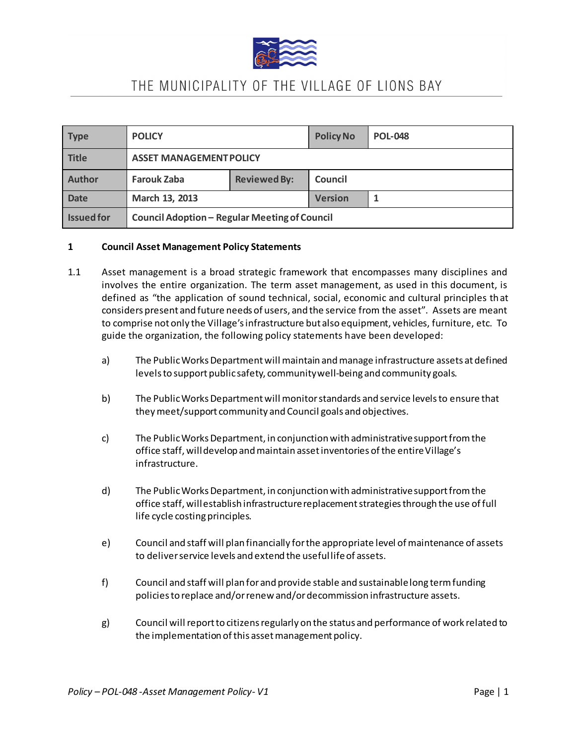# THE MUNICIPALITY OF THE VILLAGE OF LIONS BAY

| Type | POLICY | | Policy No | POLICY-048 |
|---|---|---|---|---|
| Title | ASSET MANAGEMENT POLICY | | | |
| Author | Farouk Zaba | Reviewed By: | Council | |
| Date | March 13, 2013 | | Version | 1 |
| Issued for | Council Adoption – Regular Meeting of Council | | | |

## 1 Council Asset Management Policy Statements

1.1 Asset management is a broad strategic framework that encompasses many disciplines and involves the entire organization. The term asset management, as used in this document, is defined as "the application of sound technical, social, economic and cultural principles that considers present and future needs of users, and the service from the asset". Assets are meant to comprise not only the Village's infrastructure but also equipment, vehicles, furniture, etc. To guide the organization, the following policy statements have been developed:

a) The Public Works Department will maintain and manage infrastructure assets at defined levels to support public safety, community well-being and community goals.

b) The Public Works Department will monitor standards and service levels to ensure that they meet/support community and Council goals and objectives.

c) The Public Works Department, in conjunction with administrative support from the office staff, will develop and maintain asset inventories of the entire Village's infrastructure.

d) The Public Works Department, in conjunction with administrative support from the office staff, will establish infrastructure replacement strategies through the use of full life cycle costing principles.

e) Council and staff will plan financially for the appropriate level of maintenance of assets to deliver service levels and extend the useful life of assets.

f) Council and staff will plan for and provide stable and sustainable long term funding policies to replace and/or renew and/or decommission infrastructure assets.

g) Council will report to citizens regularly on the status and performance of work related to the implementation of this asset management policy.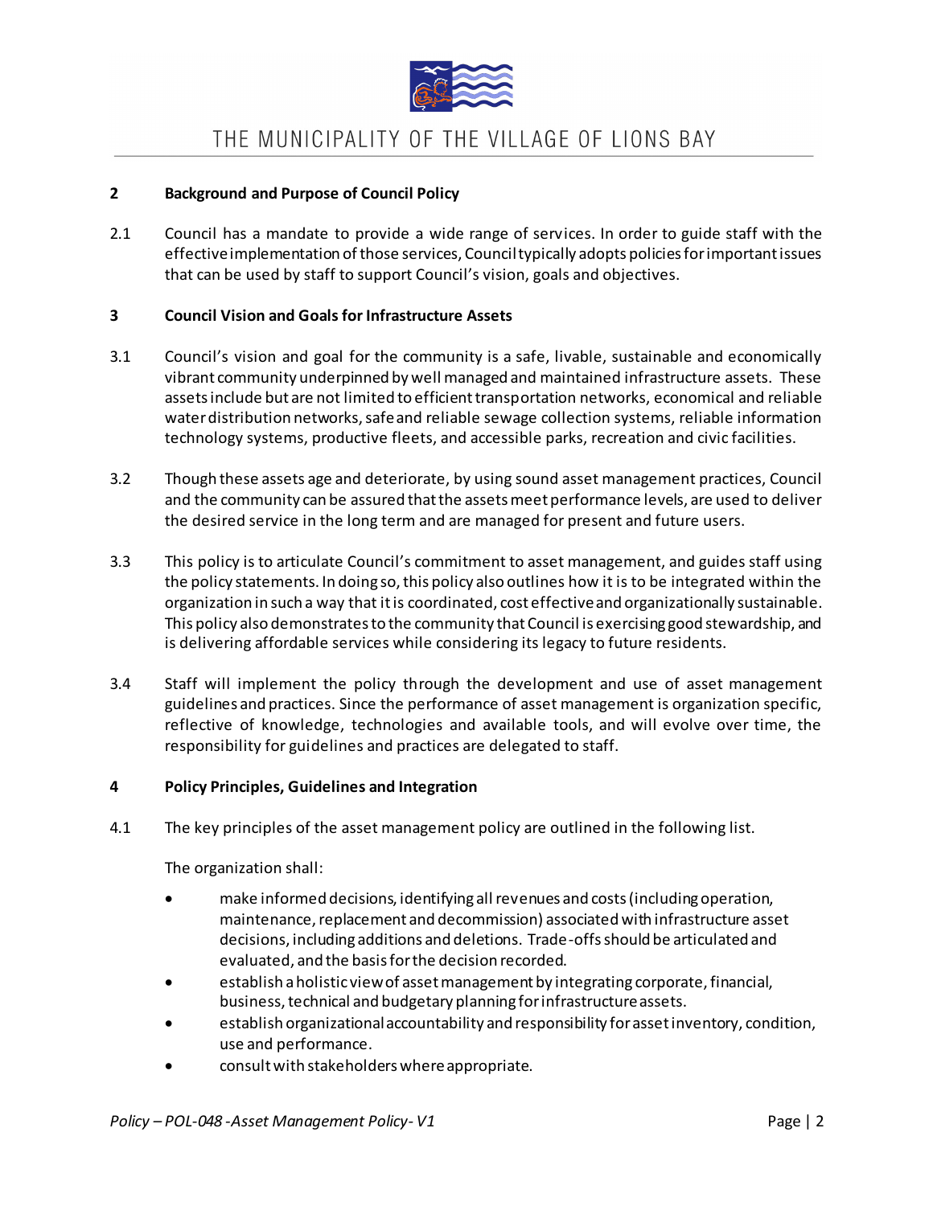## 2 Background and Purpose of Council Policy

2.1 Council has a mandate to provide a wide range of services. In order to guide staff with the effective implementation of those services, Council typically adopts policies for important issues that can be used by staff to support Council's vision, goals and objectives.

## 3 Council Vision and Goals for Infrastructure Assets

3.1 Council's vision and goal for the community is a safe, livable, sustainable and economically vibrant community underpinned by well managed and maintained infrastructure assets. These assets include but are not limited to efficient transportation networks, economical and reliable water distribution networks, safe and reliable sewage collection systems, reliable information technology systems, productive fleets, and accessible parks, recreation and civic facilities.

3.2 Though these assets age and deteriorate, by using sound asset management practices, Council and the community can be assured that the assets meet performance levels, are used to deliver the desired service in the long term and are managed for present and future users.

3.3 This policy is to articulate Council's commitment to asset management, and guides staff using the policy statements. In doing so, this policy also outlines how it is to be integrated within the organization in such a way that it is coordinated, cost effective and organizationally sustainable. This policy also demonstrates to the community that Council is exercising good stewardship, and is delivering affordable services while considering its legacy to future residents.

3.4 Staff will implement the policy through the development and use of asset management guidelines and practices. Since the performance of asset management is organization specific, reflective of knowledge, technologies and available tools, and will evolve over time, the responsibility for guidelines and practices are delegated to staff.

## 4 Policy Principles, Guidelines and Integration

4.1 The key principles of the asset management policy are outlined in the following list.

The organization shall:

- make informed decisions, identifying all revenues and costs (including operation, maintenance, replacement and decommission) associated with infrastructure asset decisions, including additions and deletions. Trade-offs should be articulated and evaluated, and the basis for the decision recorded.
- establish a holistic view of asset management by integrating corporate, financial, business, technical and budgetary planning for infrastructure assets.
- establish organizational accountability and responsibility for asset inventory, condition, use and performance.
- consult with stakeholders where appropriate.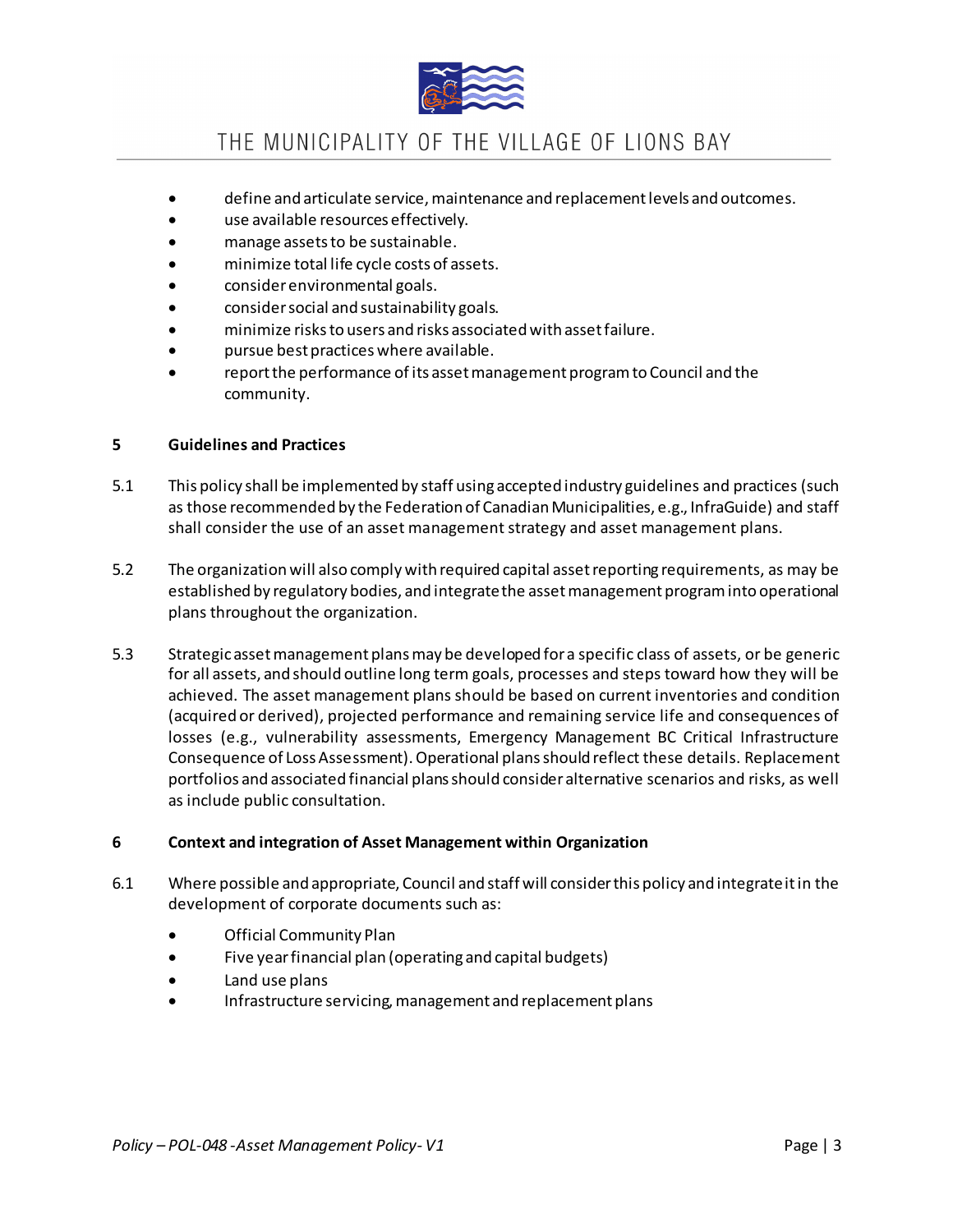- define and articulate service, maintenance and replacement levels and outcomes.
- use available resources effectively.
- manage assets to be sustainable.
- minimize total life cycle costs of assets.
- consider environmental goals.
- consider social and sustainability goals.
- minimize risks to users and risks associated with asset failure.
- pursue best practices where available.
- report the performance of its asset management program to Council and the community.

## 5 Guidelines and Practices

5.1 This policy shall be implemented by staff using accepted industry guidelines and practices (such as those recommended by the Federation of Canadian Municipalities, e.g., InfraGuide) and staff shall consider the use of an asset management strategy and asset management plans.

5.2 The organization will also comply with required capital asset reporting requirements, as may be established by regulatory bodies, and integrate the asset management program into operational plans throughout the organization.

5.3 Strategic asset management plans may be developed for a specific class of assets, or be generic for all assets, and should outline long term goals, processes and steps toward how they will be achieved. The asset management plans should be based on current inventories and condition (acquired or derived), projected performance and remaining service life and consequences of losses (e.g., vulnerability assessments, Emergency Management BC Critical Infrastructure Consequence of Loss Assessment). Operational plans should reflect these details. Replacement portfolios and associated financial plans should consider alternative scenarios and risks, as well as include public consultation.

## 6 Context and integration of Asset Management within Organization

6.1 Where possible and appropriate, Council and staff will consider this policy and integrate it in the development of corporate documents such as:

- Official Community Plan
- Five year financial plan (operating and capital budgets)
- Land use plans
- Infrastructure servicing, management and replacement plans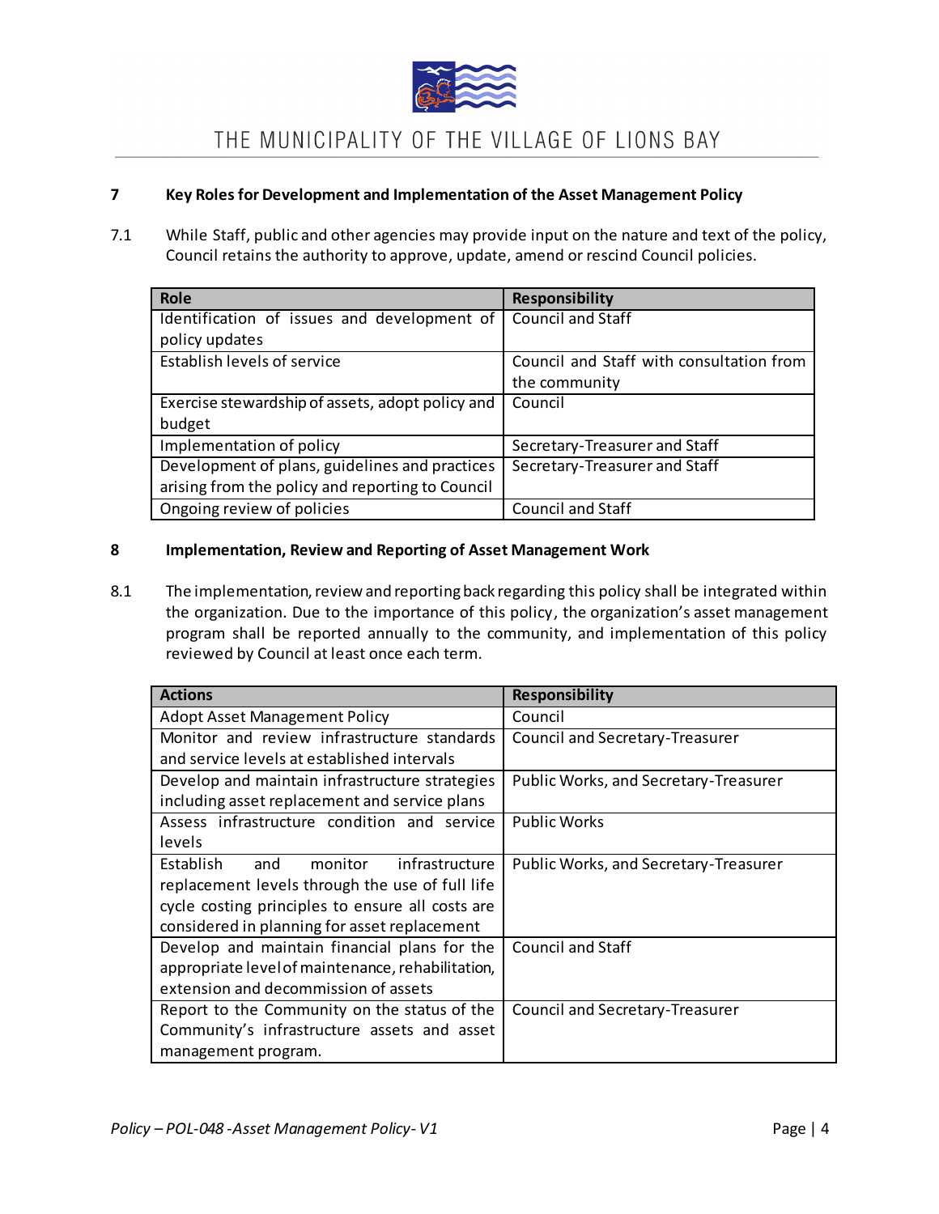## 7 Key Roles for Development and Implementation of the Asset Management Policy

7.1 While Staff, public and other agencies may provide input on the nature and text of the policy, Council retains the authority to approve, update, amend or rescind Council policies.

| Role | Responsibility |
|---|---|
| Identification of issues and development of policy updates | Council and Staff |
| Establish levels of service | Council and Staff with consultation from the community |
| Exercise stewardship of assets, adopt policy and budget | Council |
| Implementation of policy | Secretary-Treasurer and Staff |
| Development of plans, guidelines and practices arising from the policy and reporting to Council | Secretary-Treasurer and Staff |
| Ongoing review of policies | Council and Staff |

## 8 Implementation, Review and Reporting of Asset Management Work

8.1 The implementation, review and reporting back regarding this policy shall be integrated within the organization. Due to the importance of this policy, the organization's asset management program shall be reported annually to the community, and implementation of this policy reviewed by Council at least once each term.

| Actions | Responsibility |
|---|---|
| Adopt Asset Management Policy | Council |
| Monitor and review infrastructure standards and service levels at established intervals | Council and Secretary-Treasurer |
| Develop and maintain infrastructure strategies including asset replacement and service plans | Public Works, and Secretary-Treasurer |
| Assess infrastructure condition and service levels | Public Works |
| Establish and monitor infrastructure replacement levels through the use of full life cycle costing principles to ensure all costs are considered in planning for asset replacement | Public Works, and Secretary-Treasurer |
| Develop and maintain financial plans for the appropriate level of maintenance, rehabilitation, extension and decommission of assets | Council and Staff |
| Report to the Community on the status of the Community's infrastructure assets and asset management program. | Council and Secretary-Treasurer |